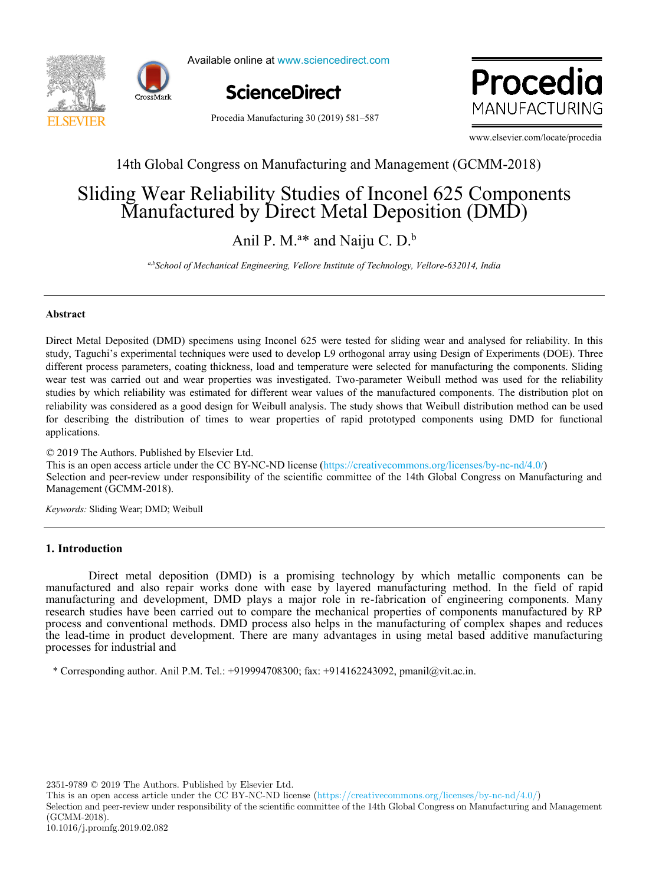14th Global Congress on Manufacturing and Management (GCMM-2018)

# Sliding Wear Reliability Studies of Inconel 625 Components Manufactured by Direct Metal Deposition (DMD)

Anil P. M.[a]* and Naiju C. D.[b]

[a,b]*School of Mechanical Engineering, Vellore Institute of Technology, Vellore-632014, India*

## Abstract

Direct Metal Deposited (DMD) specimens using Inconel 625 were tested for sliding wear and analysed for reliability. In this study, Taguchi's experimental techniques were used to develop L9 orthogonal array using Design of Experiments (DOE). Three different process parameters, coating thickness, load and temperature were selected for manufacturing the components. Sliding wear test was carried out and wear properties was investigated. Two-parameter Weibull method was used for the reliability studies by which reliability was estimated for different wear values of the manufactured components. The distribution plot on reliability was considered as a good design for Weibull analysis. The study shows that Weibull distribution method can be used for describing the distribution of times to wear properties of rapid prototyped components using DMD for functional applications.

© 2019 The Authors. Published by Elsevier Ltd.
This is an open access article under the CC BY-NC-ND license (https://creativecommons.org/licenses/by-nc-nd/4.0/)
Selection and peer-review under responsibility of the scientific committee of the 14th Global Congress on Manufacturing and Management (GCMM-2018).

*Keywords:* Sliding Wear; DMD; Weibull

## 1. Introduction

Direct metal deposition (DMD) is a promising technology by which metallic components can be manufactured and also repair works done with ease by layered manufacturing method. In the field of rapid manufacturing and development, DMD plays a major role in re-fabrication of engineering components. Many research studies have been carried out to compare the mechanical properties of components manufactured by RP process and conventional methods. DMD process also helps in the manufacturing of complex shapes and reduces the lead-time in product development. There are many advantages in using metal based additive manufacturing processes for industrial and

\* Corresponding author. Anil P.M. Tel.: +919994708300; fax: +914162243092, pmanil@vit.ac.in.

2351-9789 © 2019 The Authors. Published by Elsevier Ltd.
This is an open access article under the CC BY-NC-ND license (https://creativecommons.org/licenses/by-nc-nd/4.0/)
Selection and peer-review under responsibility of the scientific committee of the 14th Global Congress on Manufacturing and Management (GCMM-2018).
10.1016/j.promfg.2019.02.082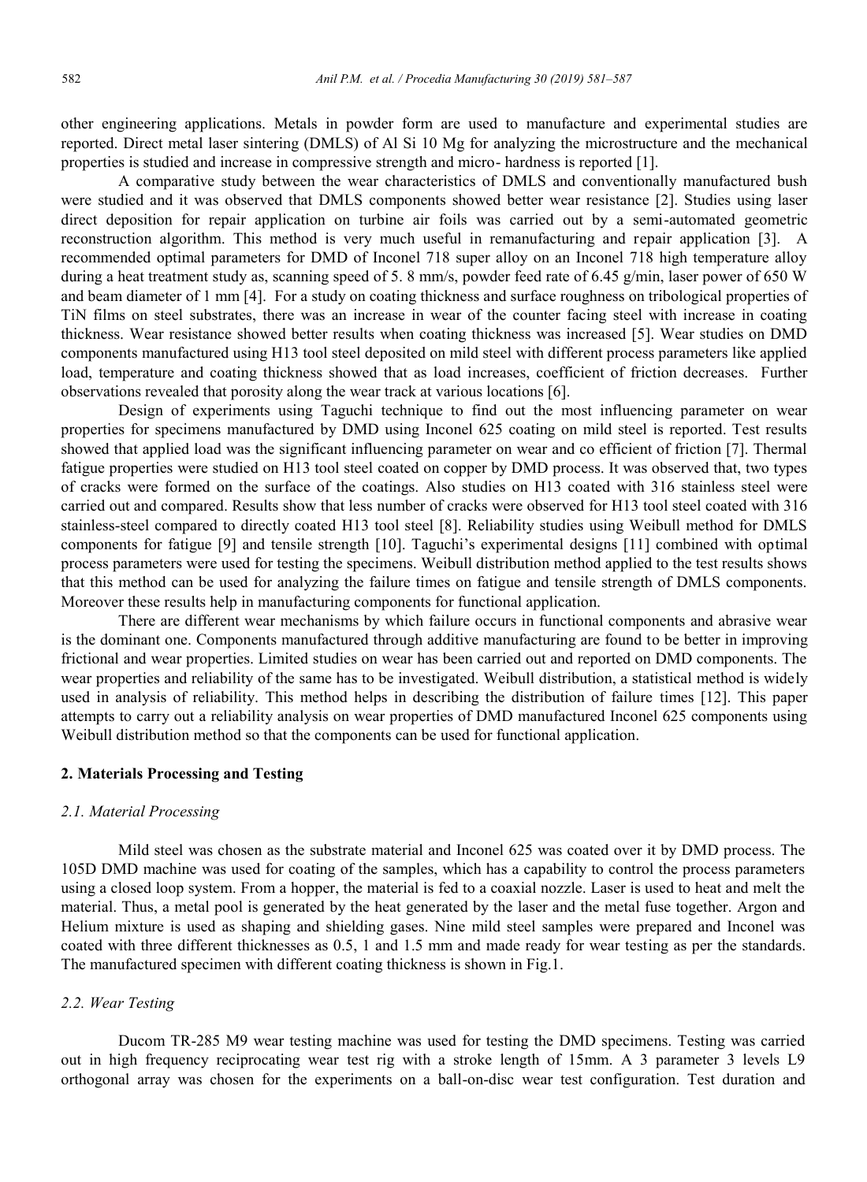other engineering applications. Metals in powder form are used to manufacture and experimental studies are reported. Direct metal laser sintering (DMLS) of Al Si 10 Mg for analyzing the microstructure and the mechanical properties is studied and increase in compressive strength and micro- hardness is reported [1].

A comparative study between the wear characteristics of DMLS and conventionally manufactured bush were studied and it was observed that DMLS components showed better wear resistance [2]. Studies using laser direct deposition for repair application on turbine air foils was carried out by a semi-automated geometric reconstruction algorithm. This method is very much useful in remanufacturing and repair application [3]. A recommended optimal parameters for DMD of Inconel 718 super alloy on an Inconel 718 high temperature alloy during a heat treatment study as, scanning speed of 5. 8 mm/s, powder feed rate of 6.45 g/min, laser power of 650 W and beam diameter of 1 mm [4]. For a study on coating thickness and surface roughness on tribological properties of TiN films on steel substrates, there was an increase in wear of the counter facing steel with increase in coating thickness. Wear resistance showed better results when coating thickness was increased [5]. Wear studies on DMD components manufactured using H13 tool steel deposited on mild steel with different process parameters like applied load, temperature and coating thickness showed that as load increases, coefficient of friction decreases. Further observations revealed that porosity along the wear track at various locations [6].

Design of experiments using Taguchi technique to find out the most influencing parameter on wear properties for specimens manufactured by DMD using Inconel 625 coating on mild steel is reported. Test results showed that applied load was the significant influencing parameter on wear and co efficient of friction [7]. Thermal fatigue properties were studied on H13 tool steel coated on copper by DMD process. It was observed that, two types of cracks were formed on the surface of the coatings. Also studies on H13 coated with 316 stainless steel were carried out and compared. Results show that less number of cracks were observed for H13 tool steel coated with 316 stainless-steel compared to directly coated H13 tool steel [8]. Reliability studies using Weibull method for DMLS components for fatigue [9] and tensile strength [10]. Taguchi's experimental designs [11] combined with optimal process parameters were used for testing the specimens. Weibull distribution method applied to the test results shows that this method can be used for analyzing the failure times on fatigue and tensile strength of DMLS components. Moreover these results help in manufacturing components for functional application.

There are different wear mechanisms by which failure occurs in functional components and abrasive wear is the dominant one. Components manufactured through additive manufacturing are found to be better in improving frictional and wear properties. Limited studies on wear has been carried out and reported on DMD components. The wear properties and reliability of the same has to be investigated. Weibull distribution, a statistical method is widely used in analysis of reliability. This method helps in describing the distribution of failure times [12]. This paper attempts to carry out a reliability analysis on wear properties of DMD manufactured Inconel 625 components using Weibull distribution method so that the components can be used for functional application.

## 2. Materials Processing and Testing

### *2.1. Material Processing*

Mild steel was chosen as the substrate material and Inconel 625 was coated over it by DMD process. The 105D DMD machine was used for coating of the samples, which has a capability to control the process parameters using a closed loop system. From a hopper, the material is fed to a coaxial nozzle. Laser is used to heat and melt the material. Thus, a metal pool is generated by the heat generated by the laser and the metal fuse together. Argon and Helium mixture is used as shaping and shielding gases. Nine mild steel samples were prepared and Inconel was coated with three different thicknesses as 0.5, 1 and 1.5 mm and made ready for wear testing as per the standards. The manufactured specimen with different coating thickness is shown in Fig.1.

### *2.2. Wear Testing*

Ducom TR-285 M9 wear testing machine was used for testing the DMD specimens. Testing was carried out in high frequency reciprocating wear test rig with a stroke length of 15mm. A 3 parameter 3 levels L9 orthogonal array was chosen for the experiments on a ball-on-disc wear test configuration. Test duration and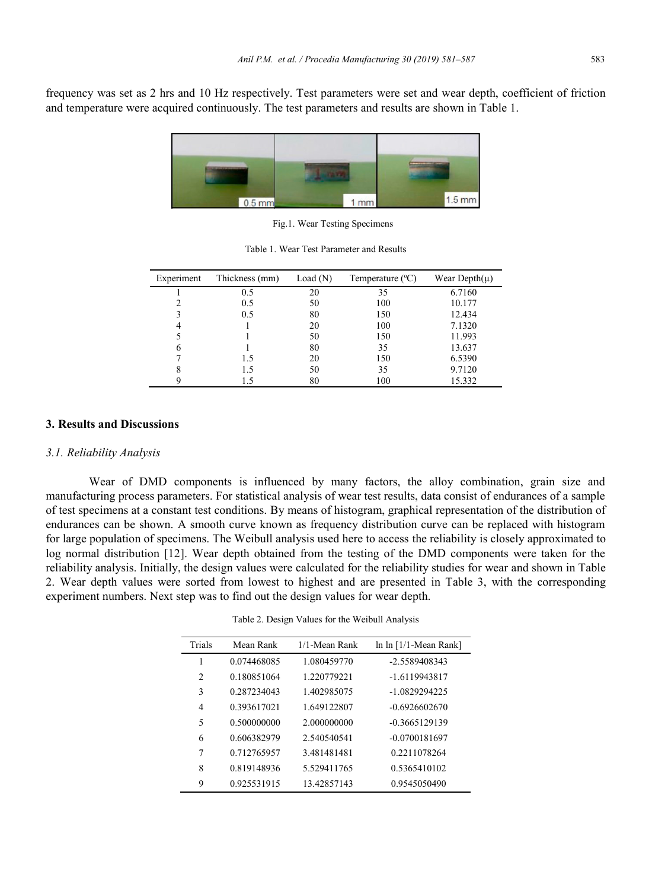frequency was set as 2 hrs and 10 Hz respectively. Test parameters were set and wear depth, coefficient of friction and temperature were acquired continuously. The test parameters and results are shown in Table 1.

Fig.1. Wear Testing Specimens

Table 1. Wear Test Parameter and Results

| Experiment | Thickness (mm) | Load (N) | Temperature (°C) | Wear Depth(μ) |
|---|---|---|---|---|
| 1 | 0.5 | 20 | 35 | 6.7160 |
| 2 | 0.5 | 50 | 100 | 10.177 |
| 3 | 0.5 | 80 | 150 | 12.434 |
| 4 | 1 | 20 | 100 | 7.1320 |
| 5 | 1 | 50 | 150 | 11.993 |
| 6 | 1 | 80 | 35 | 13.637 |
| 7 | 1.5 | 20 | 150 | 6.5390 |
| 8 | 1.5 | 50 | 35 | 9.7120 |
| 9 | 1.5 | 80 | 100 | 15.332 |

## 3. Results and Discussions

### *3.1. Reliability Analysis*

Wear of DMD components is influenced by many factors, the alloy combination, grain size and manufacturing process parameters. For statistical analysis of wear test results, data consist of endurances of a sample of test specimens at a constant test conditions. By means of histogram, graphical representation of the distribution of endurances can be shown. A smooth curve known as frequency distribution curve can be replaced with histogram for large population of specimens. The Weibull analysis used here to access the reliability is closely approximated to log normal distribution [12]. Wear depth obtained from the testing of the DMD components were taken for the reliability analysis. Initially, the design values were calculated for the reliability studies for wear and shown in Table 2. Wear depth values were sorted from lowest to highest and are presented in Table 3, with the corresponding experiment numbers. Next step was to find out the design values for wear depth.

Table 2. Design Values for the Weibull Analysis

| Trials | Mean Rank | 1/1-Mean Rank | ln ln [1/1-Mean Rank] |
|---|---|---|---|
| 1 | 0.074468085 | 1.080459770 | -2.5589408343 |
| 2 | 0.180851064 | 1.220779221 | -1.6119943817 |
| 3 | 0.287234043 | 1.402985075 | -1.0829294225 |
| 4 | 0.393617021 | 1.649122807 | -0.6926602670 |
| 5 | 0.500000000 | 2.000000000 | -0.3665129139 |
| 6 | 0.606382979 | 2.540540541 | -0.0700181697 |
| 7 | 0.712765957 | 3.481481481 | 0.2211078264 |
| 8 | 0.819148936 | 5.529411765 | 0.5365410102 |
| 9 | 0.925531915 | 13.42857143 | 0.9545050490 |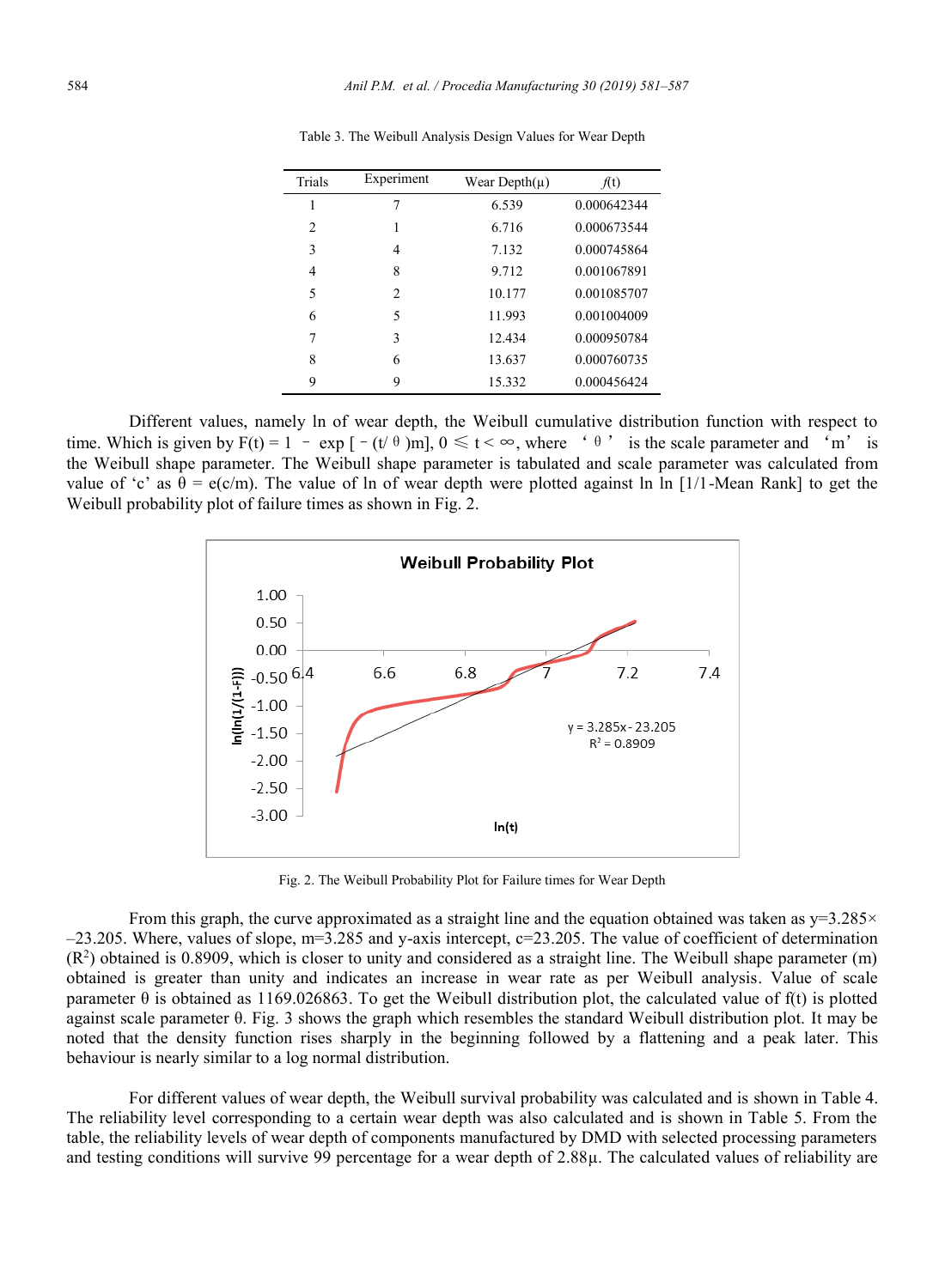Table 3. The Weibull Analysis Design Values for Wear Depth

| Trials | Experiment | Wear Depth(μ) | *f*(t) |
|---|---|---|---|
| 1 | 7 | 6.539 | 0.000642344 |
| 2 | 1 | 6.716 | 0.000673544 |
| 3 | 4 | 7.132 | 0.000745864 |
| 4 | 8 | 9.712 | 0.001067891 |
| 5 | 2 | 10.177 | 0.001085707 |
| 6 | 5 | 11.993 | 0.001004009 |
| 7 | 3 | 12.434 | 0.000950784 |
| 8 | 6 | 13.637 | 0.000760735 |
| 9 | 9 | 15.332 | 0.000456424 |

Different values, namely ln of wear depth, the Weibull cumulative distribution function with respect to time. Which is given by $F(t) = 1 - \exp[-(t/\theta)m]$, $0 \leqslant t < \infty$, where '$\theta$' is the scale parameter and 'm' is the Weibull shape parameter. The Weibull shape parameter is tabulated and scale parameter was calculated from value of 'c' as $\theta = e(c/m)$. The value of ln of wear depth were plotted against ln ln [1/1-Mean Rank] to get the Weibull probability plot of failure times as shown in Fig. 2.

Fig. 2. The Weibull Probability Plot for Failure times for Wear Depth

From this graph, the curve approximated as a straight line and the equation obtained was taken as $y=3.285\times -23.205$. Where, values of slope, m=3.285 and y-axis intercept, c=23.205. The value of coefficient of determination ($R^2$) obtained is 0.8909, which is closer to unity and considered as a straight line. The Weibull shape parameter (m) obtained is greater than unity and indicates an increase in wear rate as per Weibull analysis. Value of scale parameter $\theta$ is obtained as 1169.026863. To get the Weibull distribution plot, the calculated value of f(t) is plotted against scale parameter $\theta$. Fig. 3 shows the graph which resembles the standard Weibull distribution plot. It may be noted that the density function rises sharply in the beginning followed by a flattening and a peak later. This behaviour is nearly similar to a log normal distribution.

For different values of wear depth, the Weibull survival probability was calculated and is shown in Table 4. The reliability level corresponding to a certain wear depth was also calculated and is shown in Table 5. From the table, the reliability levels of wear depth of components manufactured by DMD with selected processing parameters and testing conditions will survive 99 percentage for a wear depth of 2.88μ. The calculated values of reliability are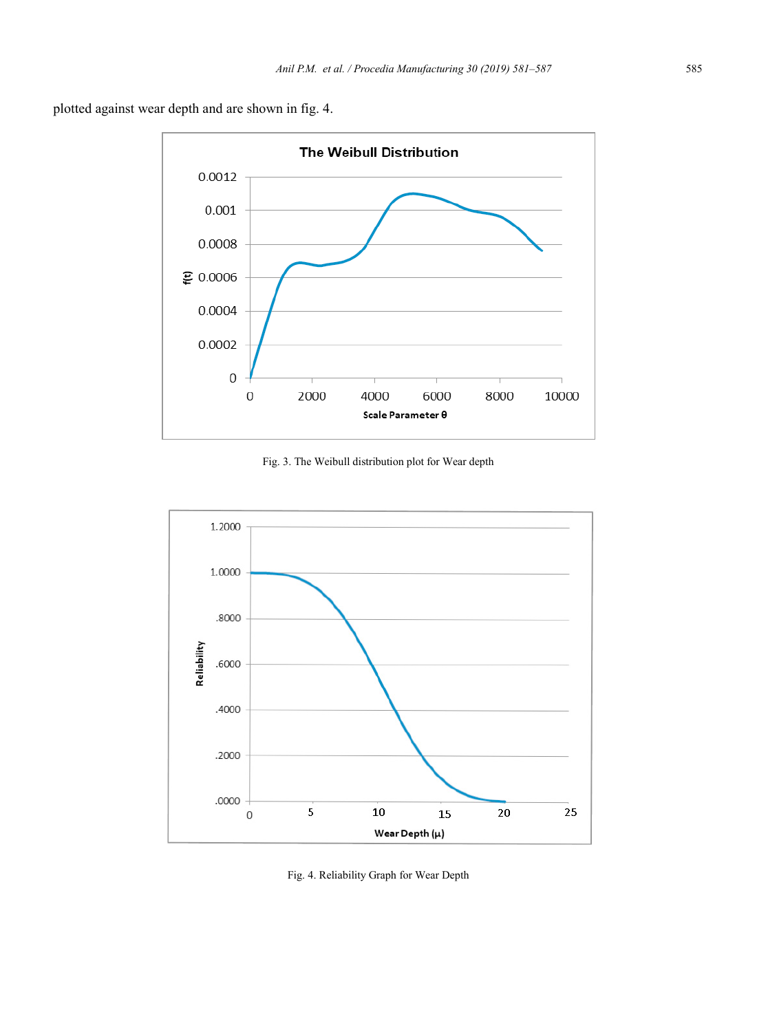plotted against wear depth and are shown in fig. 4.

Fig. 3. The Weibull distribution plot for Wear depth

Fig. 4. Reliability Graph for Wear Depth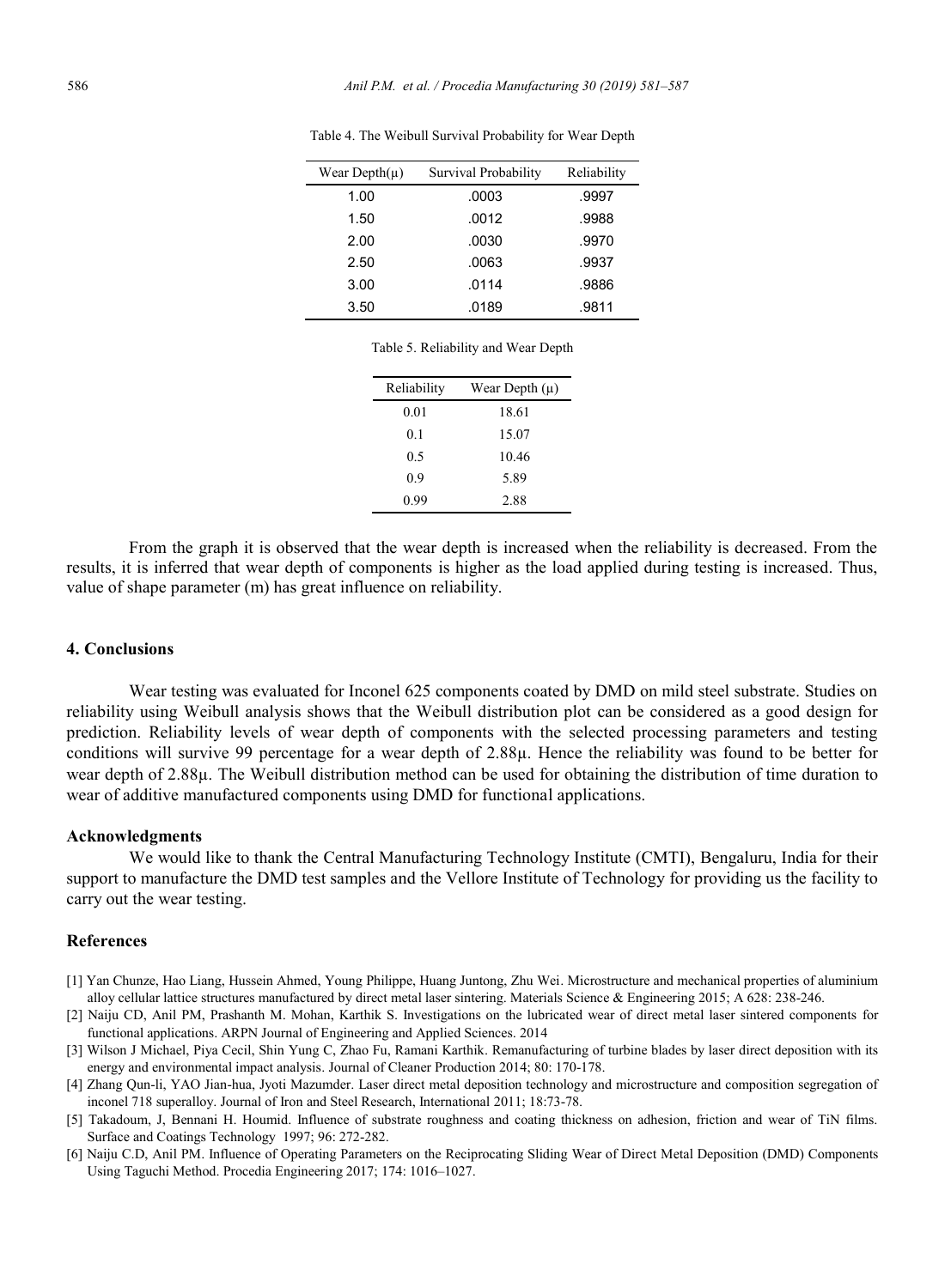Table 4. The Weibull Survival Probability for Wear Depth

| Wear Depth(μ) | Survival Probability | Reliability |
| --- | --- | --- |
| 1.00 | .0003 | .9997 |
| 1.50 | .0012 | .9988 |
| 2.00 | .0030 | .9970 |
| 2.50 | .0063 | .9937 |
| 3.00 | .0114 | .9886 |
| 3.50 | .0189 | .9811 |

Table 5. Reliability and Wear Depth

| Reliability | Wear Depth (μ) |
| --- | --- |
| 0.01 | 18.61 |
| 0.1 | 15.07 |
| 0.5 | 10.46 |
| 0.9 | 5.89 |
| 0.99 | 2.88 |

From the graph it is observed that the wear depth is increased when the reliability is decreased. From the results, it is inferred that wear depth of components is higher as the load applied during testing is increased. Thus, value of shape parameter (m) has great influence on reliability.

## 4. Conclusions

Wear testing was evaluated for Inconel 625 components coated by DMD on mild steel substrate. Studies on reliability using Weibull analysis shows that the Weibull distribution plot can be considered as a good design for prediction. Reliability levels of wear depth of components with the selected processing parameters and testing conditions will survive 99 percentage for a wear depth of 2.88μ. Hence the reliability was found to be better for wear depth of 2.88μ. The Weibull distribution method can be used for obtaining the distribution of time duration to wear of additive manufactured components using DMD for functional applications.

### Acknowledgments

We would like to thank the Central Manufacturing Technology Institute (CMTI), Bengaluru, India for their support to manufacture the DMD test samples and the Vellore Institute of Technology for providing us the facility to carry out the wear testing.

## References

[1] Yan Chunze, Hao Liang, Hussein Ahmed, Young Philippe, Huang Juntong, Zhu Wei. Microstructure and mechanical properties of aluminium alloy cellular lattice structures manufactured by direct metal laser sintering. Materials Science & Engineering 2015; A 628: 238-246.

[2] Naiju CD, Anil PM, Prashanth M. Mohan, Karthik S. Investigations on the lubricated wear of direct metal laser sintered components for functional applications. ARPN Journal of Engineering and Applied Sciences. 2014

[3] Wilson J Michael, Piya Cecil, Shin Yung C, Zhao Fu, Ramani Karthik. Remanufacturing of turbine blades by laser direct deposition with its energy and environmental impact analysis. Journal of Cleaner Production 2014; 80: 170-178.

[4] Zhang Qun-li, YAO Jian-hua, Jyoti Mazumder. Laser direct metal deposition technology and microstructure and composition segregation of inconel 718 superalloy. Journal of Iron and Steel Research, International 2011; 18:73-78.

[5] Takadoum, J, Bennani H. Houmid. Influence of substrate roughness and coating thickness on adhesion, friction and wear of TiN films. Surface and Coatings Technology 1997; 96: 272-282.

[6] Naiju C.D, Anil PM. Influence of Operating Parameters on the Reciprocating Sliding Wear of Direct Metal Deposition (DMD) Components Using Taguchi Method. Procedia Engineering 2017; 174: 1016–1027.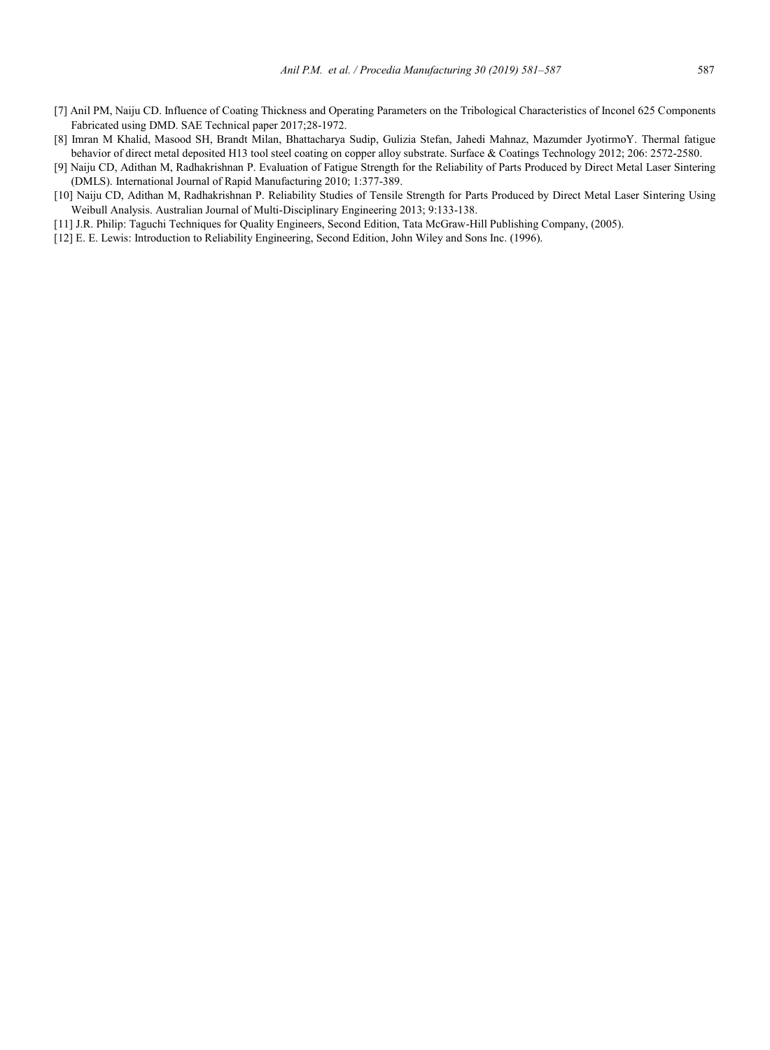[7] Anil PM, Naiju CD. Influence of Coating Thickness and Operating Parameters on the Tribological Characteristics of Inconel 625 Components Fabricated using DMD. SAE Technical paper 2017;28-1972.

[8] Imran M Khalid, Masood SH, Brandt Milan, Bhattacharya Sudip, Gulizia Stefan, Jahedi Mahnaz, Mazumder JyotirmoY. Thermal fatigue behavior of direct metal deposited H13 tool steel coating on copper alloy substrate. Surface & Coatings Technology 2012; 206: 2572-2580.

[9] Naiju CD, Adithan M, Radhakrishnan P. Evaluation of Fatigue Strength for the Reliability of Parts Produced by Direct Metal Laser Sintering (DMLS). International Journal of Rapid Manufacturing 2010; 1:377-389.

[10] Naiju CD, Adithan M, Radhakrishnan P. Reliability Studies of Tensile Strength for Parts Produced by Direct Metal Laser Sintering Using Weibull Analysis. Australian Journal of Multi-Disciplinary Engineering 2013; 9:133-138.

[11] J.R. Philip: Taguchi Techniques for Quality Engineers, Second Edition, Tata McGraw-Hill Publishing Company, (2005).

[12] E. E. Lewis: Introduction to Reliability Engineering, Second Edition, John Wiley and Sons Inc. (1996).